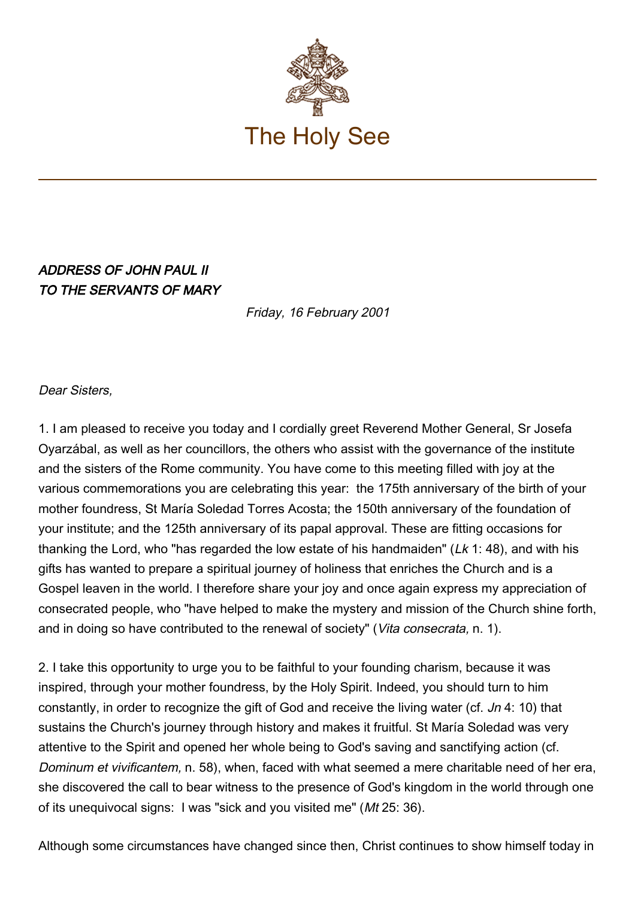The Holy See

# *ADDRESS OF JOHN PAUL II TO THE SERVANTS OF MARY*

*Friday, 16 February 2001*

*Dear Sisters,*

1. I am pleased to receive you today and I cordially greet Reverend Mother General, Sr Josefa Oyarzábal, as well as her councillors, the others who assist with the governance of the institute and the sisters of the Rome community. You have come to this meeting filled with joy at the various commemorations you are celebrating this year: the 175th anniversary of the birth of your mother foundress, St María Soledad Torres Acosta; the 150th anniversary of the foundation of your institute; and the 125th anniversary of its papal approval. These are fitting occasions for thanking the Lord, who "has regarded the low estate of his handmaiden" (*Lk* 1: 48), and with his gifts has wanted to prepare a spiritual journey of holiness that enriches the Church and is a Gospel leaven in the world. I therefore share your joy and once again express my appreciation of consecrated people, who "have helped to make the mystery and mission of the Church shine forth, and in doing so have contributed to the renewal of society" (*Vita consecrata,* n. 1).

2. I take this opportunity to urge you to be faithful to your founding charism, because it was inspired, through your mother foundress, by the Holy Spirit. Indeed, you should turn to him constantly, in order to recognize the gift of God and receive the living water (cf. *Jn* 4: 10) that sustains the Church's journey through history and makes it fruitful. St María Soledad was very attentive to the Spirit and opened her whole being to God's saving and sanctifying action (cf. *Dominum et vivificantem,* n. 58), when, faced with what seemed a mere charitable need of her era, she discovered the call to bear witness to the presence of God's kingdom in the world through one of its unequivocal signs: I was "sick and you visited me" (*Mt* 25: 36).

Although some circumstances have changed since then, Christ continues to show himself today in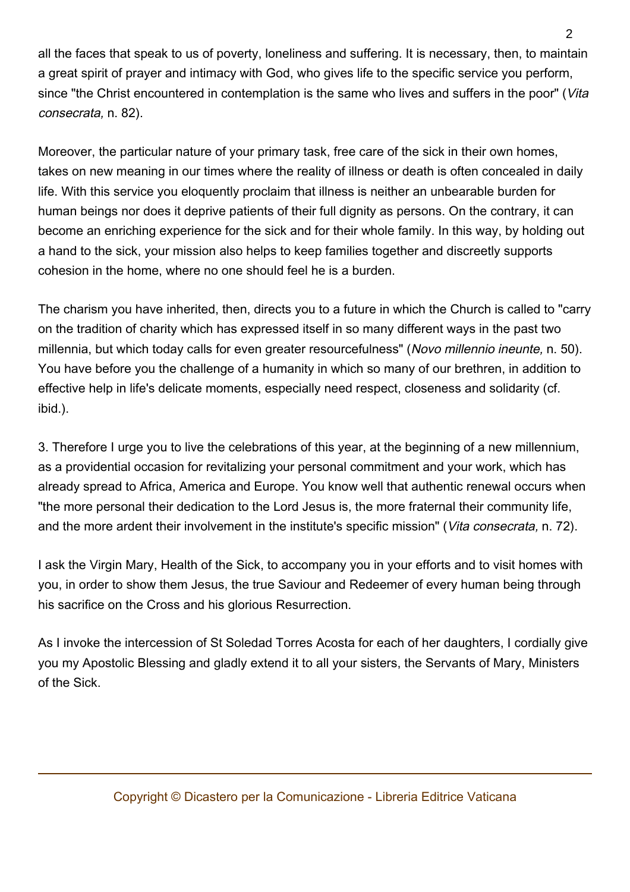all the faces that speak to us of poverty, loneliness and suffering. It is necessary, then, to maintain a great spirit of prayer and intimacy with God, who gives life to the specific service you perform, since "the Christ encountered in contemplation is the same who lives and suffers in the poor" (*Vita consecrata,* n. 82).

Moreover, the particular nature of your primary task, free care of the sick in their own homes, takes on new meaning in our times where the reality of illness or death is often concealed in daily life. With this service you eloquently proclaim that illness is neither an unbearable burden for human beings nor does it deprive patients of their full dignity as persons. On the contrary, it can become an enriching experience for the sick and for their whole family. In this way, by holding out a hand to the sick, your mission also helps to keep families together and discreetly supports cohesion in the home, where no one should feel he is a burden.

The charism you have inherited, then, directs you to a future in which the Church is called to "carry on the tradition of charity which has expressed itself in so many different ways in the past two millennia, but which today calls for even greater resourcefulness" (*Novo millennio ineunte,* n. 50). You have before you the challenge of a humanity in which so many of our brethren, in addition to effective help in life's delicate moments, especially need respect, closeness and solidarity (cf. ibid.).

3. Therefore I urge you to live the celebrations of this year, at the beginning of a new millennium, as a providential occasion for revitalizing your personal commitment and your work, which has already spread to Africa, America and Europe. You know well that authentic renewal occurs when "the more personal their dedication to the Lord Jesus is, the more fraternal their community life, and the more ardent their involvement in the institute's specific mission" (*Vita consecrata,* n. 72).

I ask the Virgin Mary, Health of the Sick, to accompany you in your efforts and to visit homes with you, in order to show them Jesus, the true Saviour and Redeemer of every human being through his sacrifice on the Cross and his glorious Resurrection.

As I invoke the intercession of St Soledad Torres Acosta for each of her daughters, I cordially give you my Apostolic Blessing and gladly extend it to all your sisters, the Servants of Mary, Ministers of the Sick.